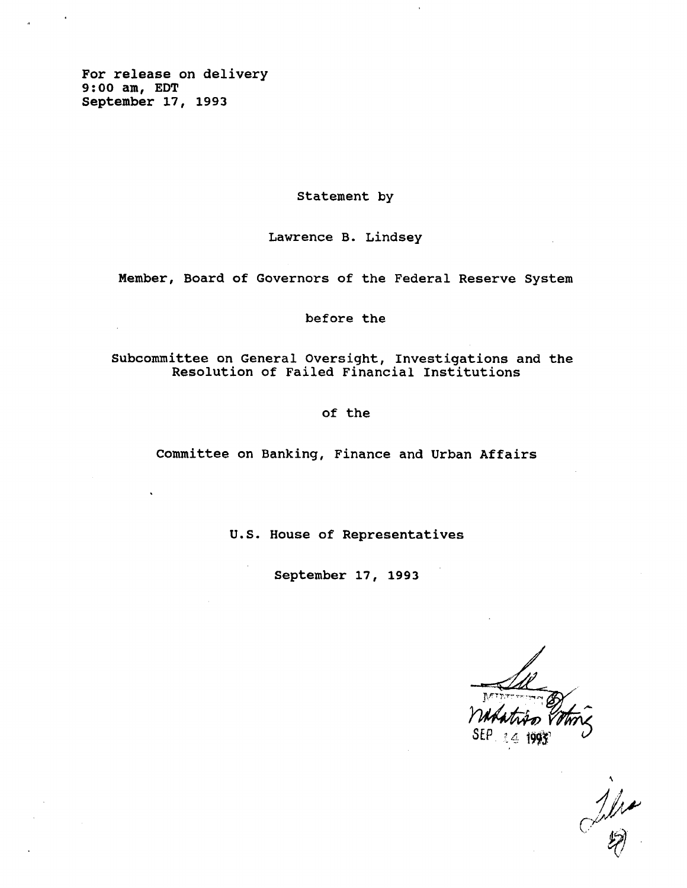For release on delivery
9:00 am, EDT
September 17, 1993

Statement by

Lawrence B. Lindsey

Member, Board of Governors of the Federal Reserve System

before the

Subcommittee on General Oversight, Investigations and the Resolution of Failed Financial Institutions

of the

Committee on Banking, Finance and Urban Affairs

U.S. House of Representatives

September 17, 1993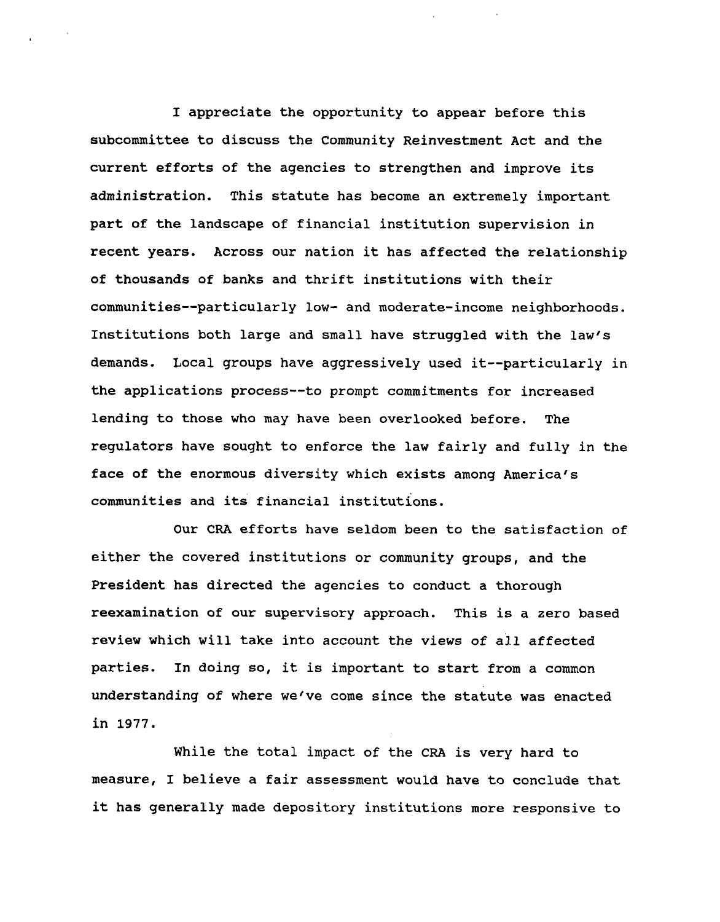I appreciate the opportunity to appear before this subcommittee to discuss the Community Reinvestment Act and the current efforts of the agencies to strengthen and improve its administration. This statute has become an extremely important part of the landscape of financial institution supervision in recent years. Across our nation it has affected the relationship of thousands of banks and thrift institutions with their communities--particularly low- and moderate-income neighborhoods. Institutions both large and small have struggled with the law's demands. Local groups have aggressively used it--particularly in the applications process--to prompt commitments for increased lending to those who may have been overlooked before. The regulators have sought to enforce the law fairly and fully in the face of the enormous diversity which exists among America's communities and its financial institutions.

Our CRA efforts have seldom been to the satisfaction of either the covered institutions or community groups, and the President has directed the agencies to conduct a thorough reexamination of our supervisory approach. This is a zero based review which will take into account the views of all affected parties. In doing so, it is important to start from a common understanding of where we've come since the statute was enacted in 1977.

While the total impact of the CRA is very hard to measure, I believe a fair assessment would have to conclude that it has generally made depository institutions more responsive to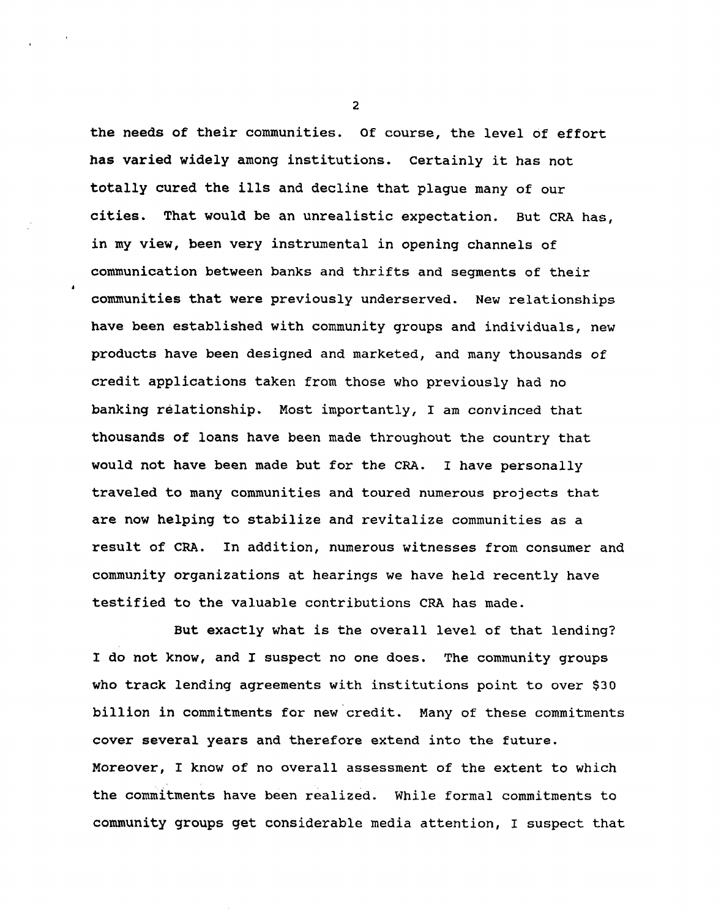the needs of their communities. Of course, the level of effort has varied widely among institutions. Certainly it has not totally cured the ills and decline that plague many of our cities. That would be an unrealistic expectation. But CRA has, in my view, been very instrumental in opening channels of communication between banks and thrifts and segments of their communities that were previously underserved. New relationships have been established with community groups and individuals, new products have been designed and marketed, and many thousands of credit applications taken from those who previously had no banking relationship. Most importantly, I am convinced that thousands of loans have been made throughout the country that would not have been made but for the CRA. I have personally traveled to many communities and toured numerous projects that are now helping to stabilize and revitalize communities as a result of CRA. In addition, numerous witnesses from consumer and community organizations at hearings we have held recently have testified to the valuable contributions CRA has made.

But exactly what is the overall level of that lending? I do not know, and I suspect no one does. The community groups who track lending agreements with institutions point to over $30 billion in commitments for new credit. Many of these commitments cover several years and therefore extend into the future. Moreover, I know of no overall assessment of the extent to which the commitments have been realized. While formal commitments to community groups get considerable media attention, I suspect that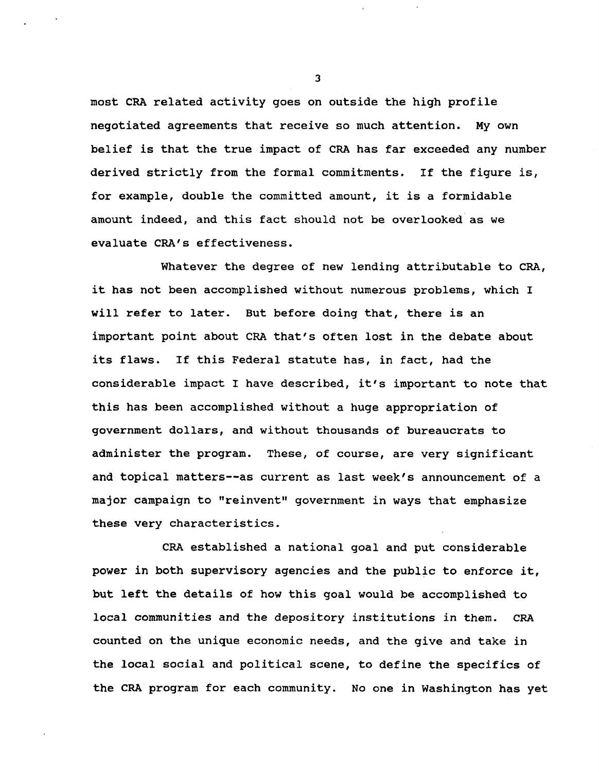most CRA related activity goes on outside the high profile negotiated agreements that receive so much attention. My own belief is that the true impact of CRA has far exceeded any number derived strictly from the formal commitments. If the figure is, for example, double the committed amount, it is a formidable amount indeed, and this fact should not be overlooked as we evaluate CRA's effectiveness.

Whatever the degree of new lending attributable to CRA, it has not been accomplished without numerous problems, which I will refer to later. But before doing that, there is an important point about CRA that's often lost in the debate about its flaws. If this Federal statute has, in fact, had the considerable impact I have described, it's important to note that this has been accomplished without a huge appropriation of government dollars, and without thousands of bureaucrats to administer the program. These, of course, are very significant and topical matters--as current as last week's announcement of a major campaign to "reinvent" government in ways that emphasize these very characteristics.

CRA established a national goal and put considerable power in both supervisory agencies and the public to enforce it, but left the details of how this goal would be accomplished to local communities and the depository institutions in them. CRA counted on the unique economic needs, and the give and take in the local social and political scene, to define the specifics of the CRA program for each community. No one in Washington has yet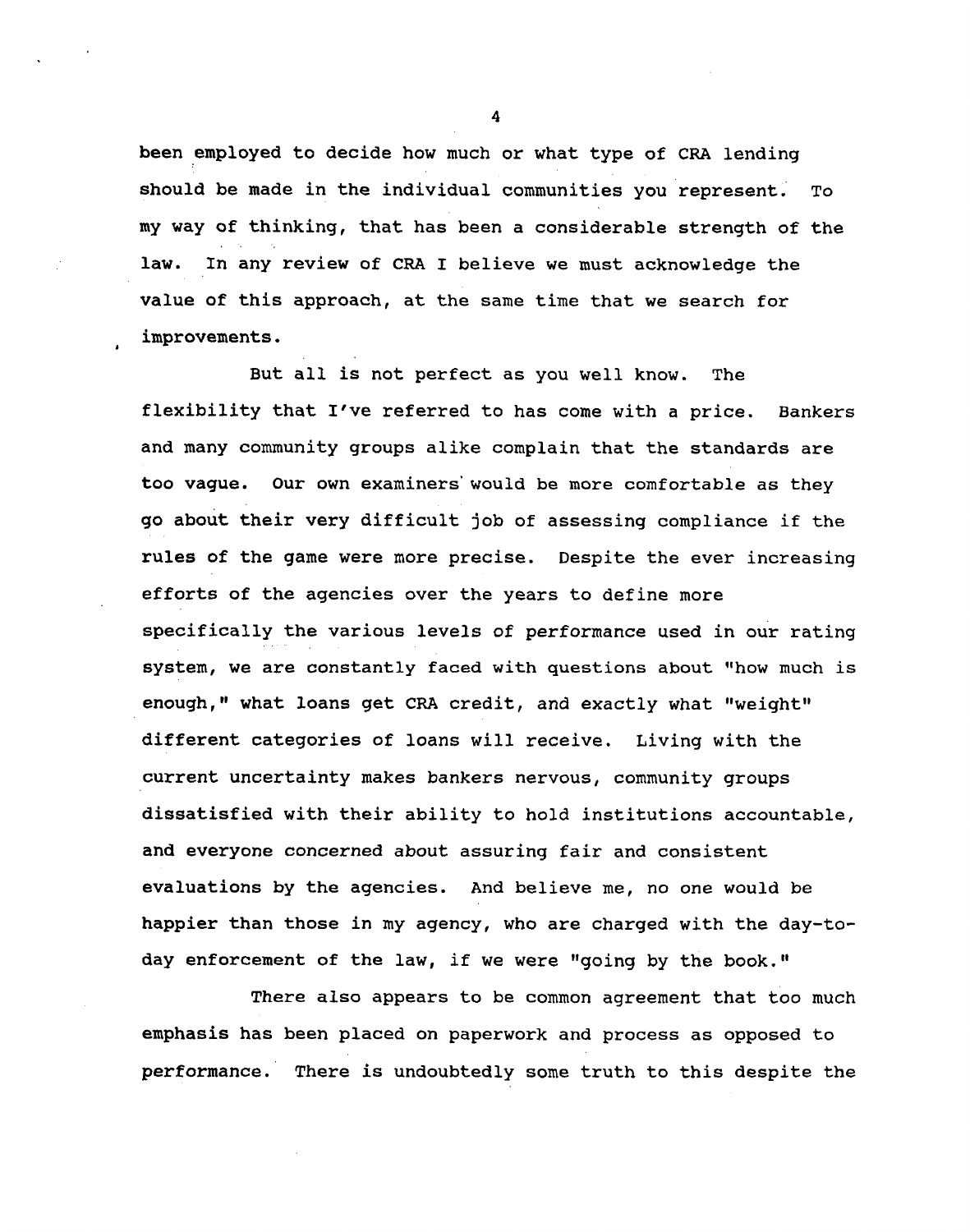been employed to decide how much or what type of CRA lending should be made in the individual communities you represent. To my way of thinking, that has been a considerable strength of the law. In any review of CRA I believe we must acknowledge the value of this approach, at the same time that we search for improvements.

But all is not perfect as you well know. The flexibility that I've referred to has come with a price. Bankers and many community groups alike complain that the standards are too vague. Our own examiners would be more comfortable as they go about their very difficult job of assessing compliance if the rules of the game were more precise. Despite the ever increasing efforts of the agencies over the years to define more specifically the various levels of performance used in our rating system, we are constantly faced with questions about "how much is enough," what loans get CRA credit, and exactly what "weight" different categories of loans will receive. Living with the current uncertainty makes bankers nervous, community groups dissatisfied with their ability to hold institutions accountable, and everyone concerned about assuring fair and consistent evaluations by the agencies. And believe me, no one would be happier than those in my agency, who are charged with the day-to-day enforcement of the law, if we were "going by the book."

There also appears to be common agreement that too much emphasis has been placed on paperwork and process as opposed to performance. There is undoubtedly some truth to this despite the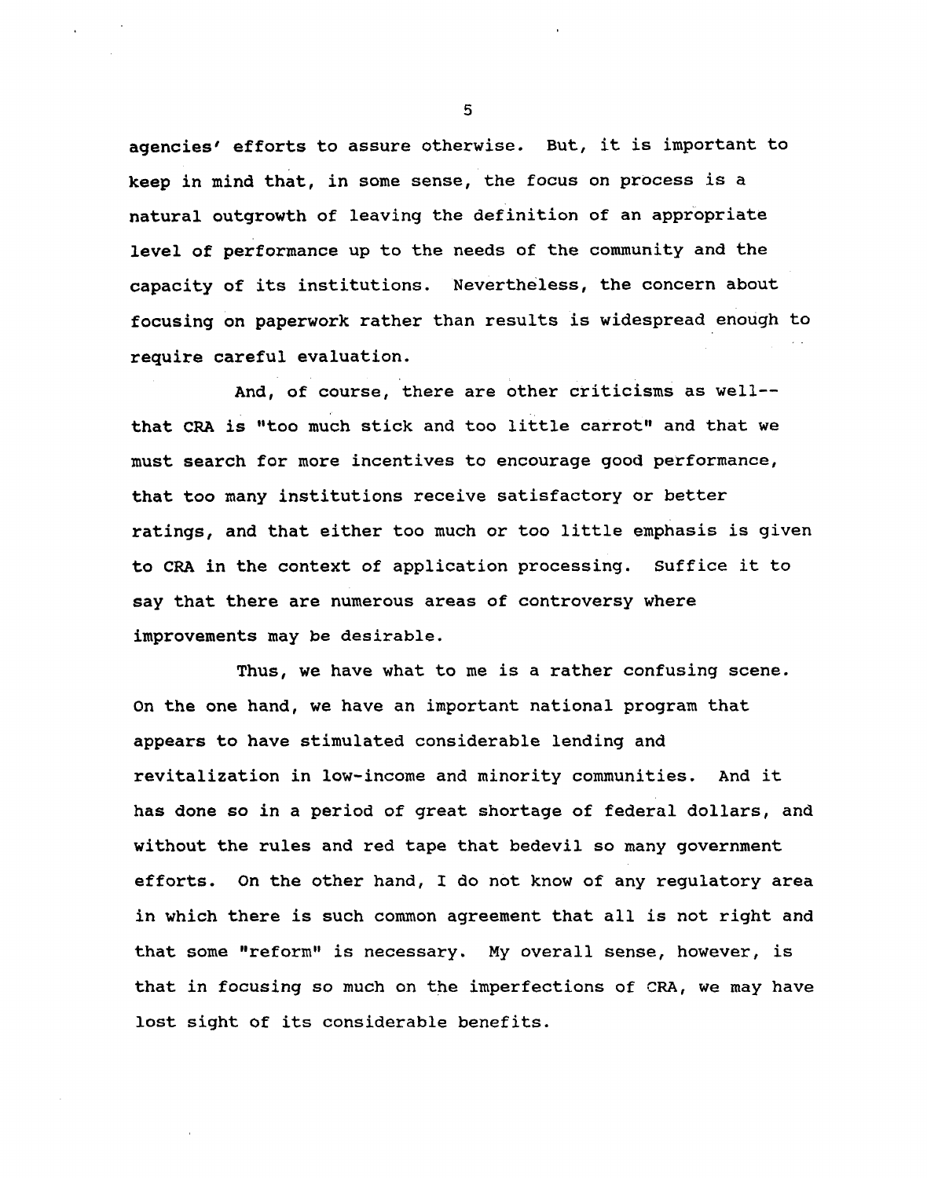agencies' efforts to assure otherwise. But, it is important to keep in mind that, in some sense, the focus on process is a natural outgrowth of leaving the definition of an appropriate level of performance up to the needs of the community and the capacity of its institutions. Nevertheless, the concern about focusing on paperwork rather than results is widespread enough to require careful evaluation.

And, of course, there are other criticisms as well--that CRA is "too much stick and too little carrot" and that we must search for more incentives to encourage good performance, that too many institutions receive satisfactory or better ratings, and that either too much or too little emphasis is given to CRA in the context of application processing. Suffice it to say that there are numerous areas of controversy where improvements may be desirable.

Thus, we have what to me is a rather confusing scene. On the one hand, we have an important national program that appears to have stimulated considerable lending and revitalization in low-income and minority communities. And it has done so in a period of great shortage of federal dollars, and without the rules and red tape that bedevil so many government efforts. On the other hand, I do not know of any regulatory area in which there is such common agreement that all is not right and that some "reform" is necessary. My overall sense, however, is that in focusing so much on the imperfections of CRA, we may have lost sight of its considerable benefits.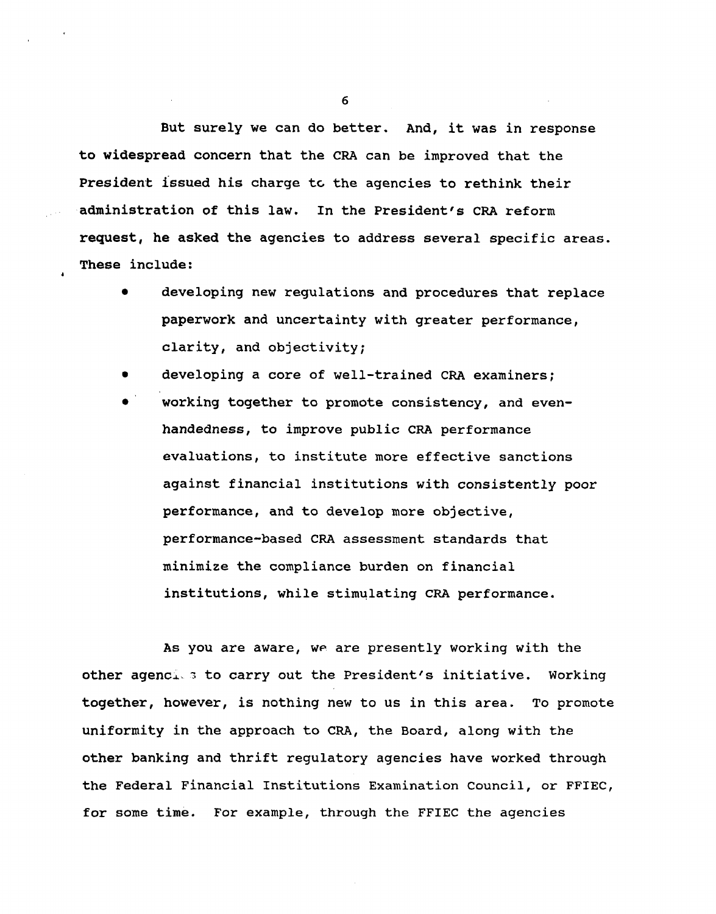But surely we can do better. And, it was in response to widespread concern that the CRA can be improved that the President issued his charge to the agencies to rethink their administration of this law. In the President's CRA reform request, he asked the agencies to address several specific areas. These include:

- developing new regulations and procedures that replace paperwork and uncertainty with greater performance, clarity, and objectivity;
- developing a core of well-trained CRA examiners;
- working together to promote consistency, and even-handedness, to improve public CRA performance evaluations, to institute more effective sanctions against financial institutions with consistently poor performance, and to develop more objective, performance-based CRA assessment standards that minimize the compliance burden on financial institutions, while stimulating CRA performance.

As you are aware, we are presently working with the other agencies to carry out the President's initiative. Working together, however, is nothing new to us in this area. To promote uniformity in the approach to CRA, the Board, along with the other banking and thrift regulatory agencies have worked through the Federal Financial Institutions Examination Council, or FFIEC, for some time. For example, through the FFIEC the agencies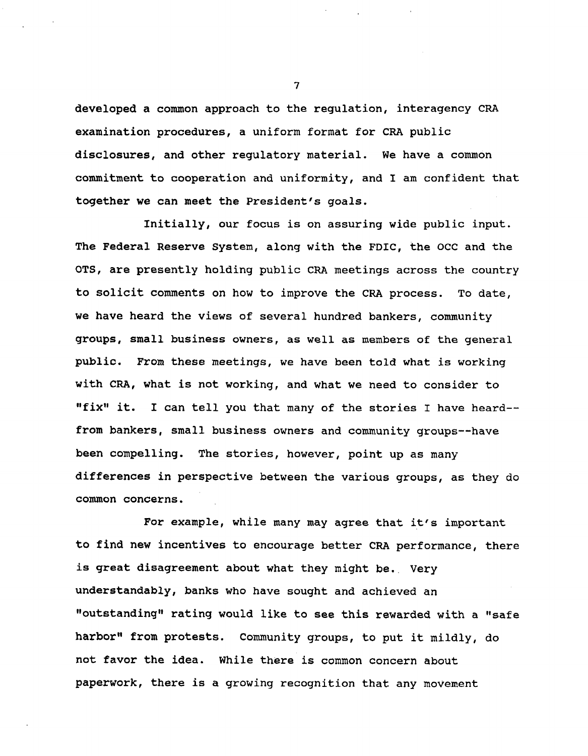developed a common approach to the regulation, interagency CRA examination procedures, a uniform format for CRA public disclosures, and other regulatory material. We have a common commitment to cooperation and uniformity, and I am confident that together we can meet the President's goals.

Initially, our focus is on assuring wide public input. The Federal Reserve System, along with the FDIC, the OCC and the OTS, are presently holding public CRA meetings across the country to solicit comments on how to improve the CRA process. To date, we have heard the views of several hundred bankers, community groups, small business owners, as well as members of the general public. From these meetings, we have been told what is working with CRA, what is not working, and what we need to consider to "fix" it. I can tell you that many of the stories I have heard--from bankers, small business owners and community groups--have been compelling. The stories, however, point up as many differences in perspective between the various groups, as they do common concerns.

For example, while many may agree that it's important to find new incentives to encourage better CRA performance, there is great disagreement about what they might be. Very understandably, banks who have sought and achieved an "outstanding" rating would like to see this rewarded with a "safe harbor" from protests. Community groups, to put it mildly, do not favor the idea. While there is common concern about paperwork, there is a growing recognition that any movement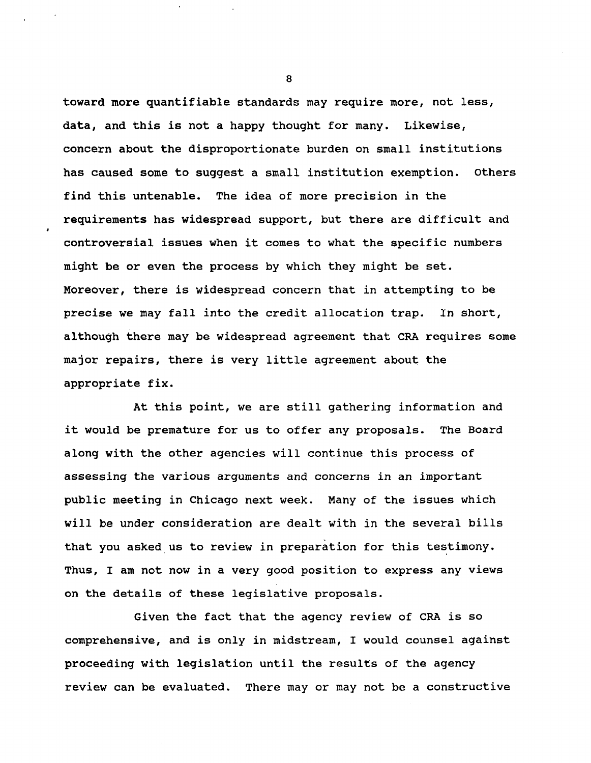toward more quantifiable standards may require more, not less, data, and this is not a happy thought for many. Likewise, concern about the disproportionate burden on small institutions has caused some to suggest a small institution exemption. Others find this untenable. The idea of more precision in the requirements has widespread support, but there are difficult and controversial issues when it comes to what the specific numbers might be or even the process by which they might be set. Moreover, there is widespread concern that in attempting to be precise we may fall into the credit allocation trap. In short, although there may be widespread agreement that CRA requires some major repairs, there is very little agreement about the appropriate fix.

At this point, we are still gathering information and it would be premature for us to offer any proposals. The Board along with the other agencies will continue this process of assessing the various arguments and concerns in an important public meeting in Chicago next week. Many of the issues which will be under consideration are dealt with in the several bills that you asked us to review in preparation for this testimony. Thus, I am not now in a very good position to express any views on the details of these legislative proposals.

Given the fact that the agency review of CRA is so comprehensive, and is only in midstream, I would counsel against proceeding with legislation until the results of the agency review can be evaluated. There may or may not be a constructive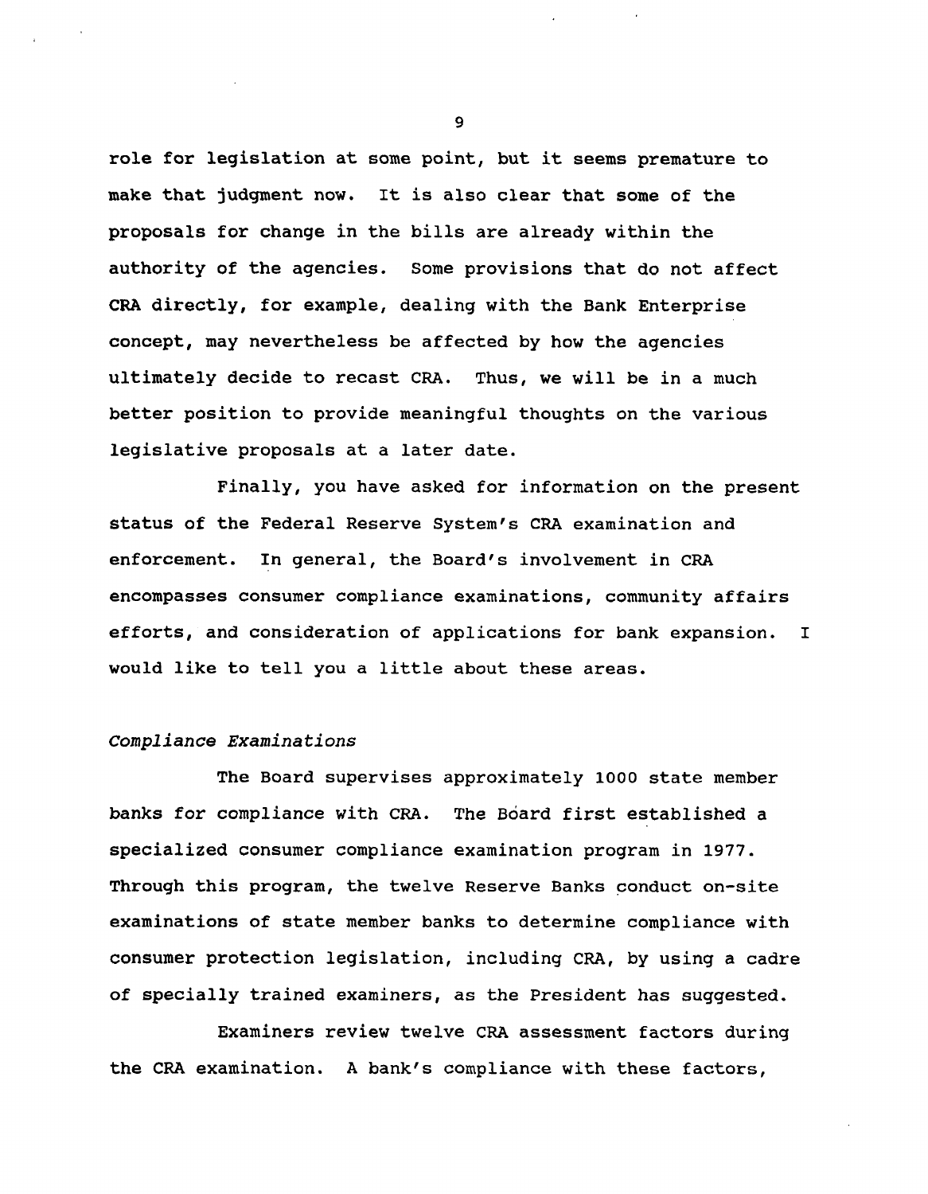role for legislation at some point, but it seems premature to make that judgment now. It is also clear that some of the proposals for change in the bills are already within the authority of the agencies. Some provisions that do not affect CRA directly, for example, dealing with the Bank Enterprise concept, may nevertheless be affected by how the agencies ultimately decide to recast CRA. Thus, we will be in a much better position to provide meaningful thoughts on the various legislative proposals at a later date.

Finally, you have asked for information on the present status of the Federal Reserve System's CRA examination and enforcement. In general, the Board's involvement in CRA encompasses consumer compliance examinations, community affairs efforts, and consideration of applications for bank expansion. I would like to tell you a little about these areas.

*Compliance Examinations*

The Board supervises approximately 1000 state member banks for compliance with CRA. The Board first established a specialized consumer compliance examination program in 1977. Through this program, the twelve Reserve Banks conduct on-site examinations of state member banks to determine compliance with consumer protection legislation, including CRA, by using a cadre of specially trained examiners, as the President has suggested.

Examiners review twelve CRA assessment factors during the CRA examination. A bank's compliance with these factors,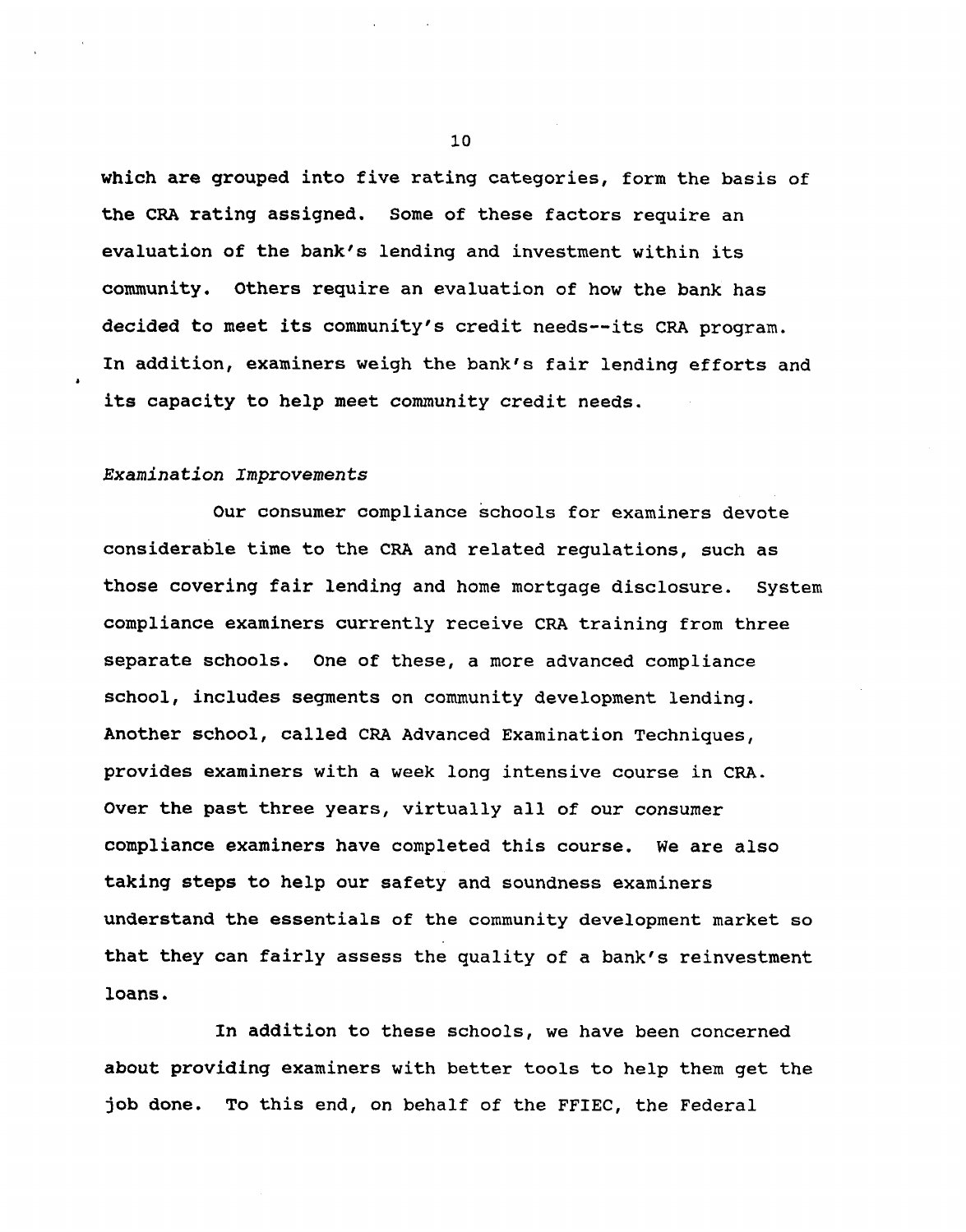which are grouped into five rating categories, form the basis of the CRA rating assigned. Some of these factors require an evaluation of the bank's lending and investment within its community. Others require an evaluation of how the bank has decided to meet its community's credit needs--its CRA program. In addition, examiners weigh the bank's fair lending efforts and its capacity to help meet community credit needs.

*Examination Improvements*

Our consumer compliance schools for examiners devote considerable time to the CRA and related regulations, such as those covering fair lending and home mortgage disclosure. System compliance examiners currently receive CRA training from three separate schools. One of these, a more advanced compliance school, includes segments on community development lending. Another school, called CRA Advanced Examination Techniques, provides examiners with a week long intensive course in CRA. Over the past three years, virtually all of our consumer compliance examiners have completed this course. We are also taking steps to help our safety and soundness examiners understand the essentials of the community development market so that they can fairly assess the quality of a bank's reinvestment loans.

In addition to these schools, we have been concerned about providing examiners with better tools to help them get the job done. To this end, on behalf of the FFIEC, the Federal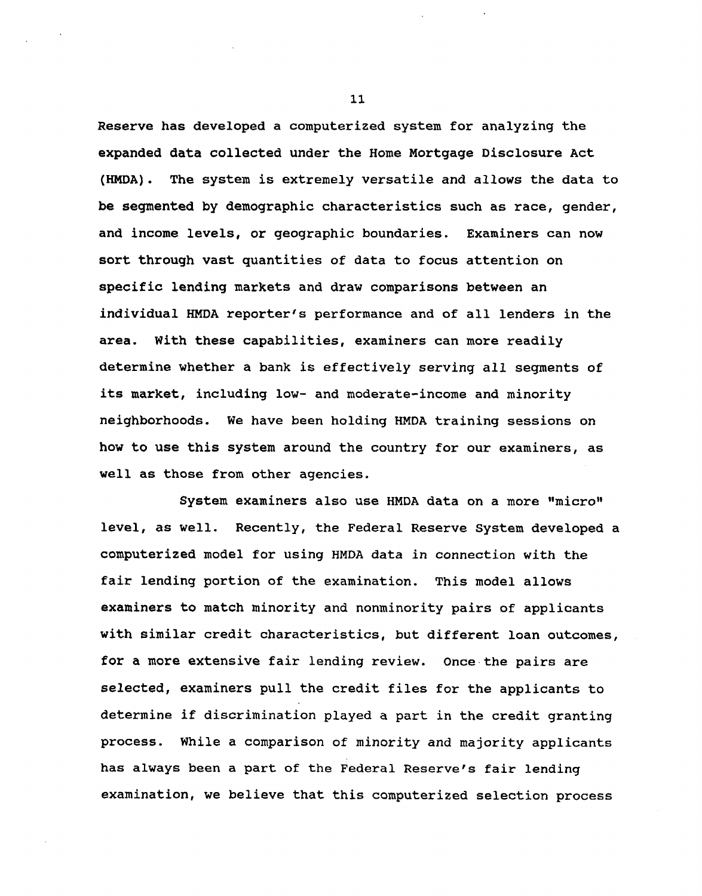Reserve has developed a computerized system for analyzing the expanded data collected under the Home Mortgage Disclosure Act (HMDA). The system is extremely versatile and allows the data to be segmented by demographic characteristics such as race, gender, and income levels, or geographic boundaries. Examiners can now sort through vast quantities of data to focus attention on specific lending markets and draw comparisons between an individual HMDA reporter's performance and of all lenders in the area. With these capabilities, examiners can more readily determine whether a bank is effectively serving all segments of its market, including low- and moderate-income and minority neighborhoods. We have been holding HMDA training sessions on how to use this system around the country for our examiners, as well as those from other agencies.

System examiners also use HMDA data on a more "micro" level, as well. Recently, the Federal Reserve System developed a computerized model for using HMDA data in connection with the fair lending portion of the examination. This model allows examiners to match minority and nonminority pairs of applicants with similar credit characteristics, but different loan outcomes, for a more extensive fair lending review. Once the pairs are selected, examiners pull the credit files for the applicants to determine if discrimination played a part in the credit granting process. While a comparison of minority and majority applicants has always been a part of the Federal Reserve's fair lending examination, we believe that this computerized selection process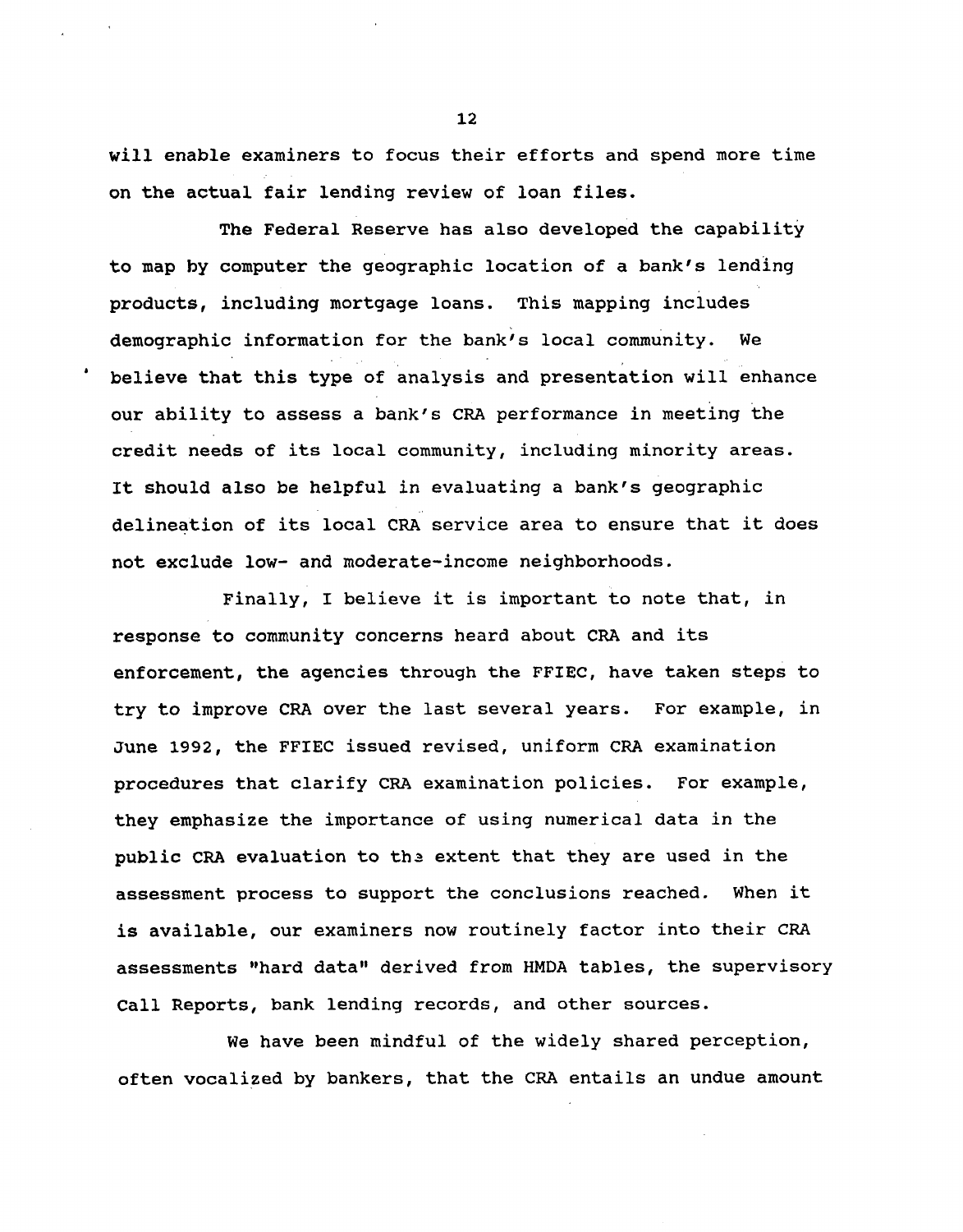will enable examiners to focus their efforts and spend more time on the actual fair lending review of loan files.

The Federal Reserve has also developed the capability to map by computer the geographic location of a bank's lending products, including mortgage loans. This mapping includes demographic information for the bank's local community. We believe that this type of analysis and presentation will enhance our ability to assess a bank's CRA performance in meeting the credit needs of its local community, including minority areas. It should also be helpful in evaluating a bank's geographic delineation of its local CRA service area to ensure that it does not exclude low- and moderate-income neighborhoods.

Finally, I believe it is important to note that, in response to community concerns heard about CRA and its enforcement, the agencies through the FFIEC, have taken steps to try to improve CRA over the last several years. For example, in June 1992, the FFIEC issued revised, uniform CRA examination procedures that clarify CRA examination policies. For example, they emphasize the importance of using numerical data in the public CRA evaluation to the extent that they are used in the assessment process to support the conclusions reached. When it is available, our examiners now routinely factor into their CRA assessments "hard data" derived from HMDA tables, the supervisory Call Reports, bank lending records, and other sources.

We have been mindful of the widely shared perception, often vocalized by bankers, that the CRA entails an undue amount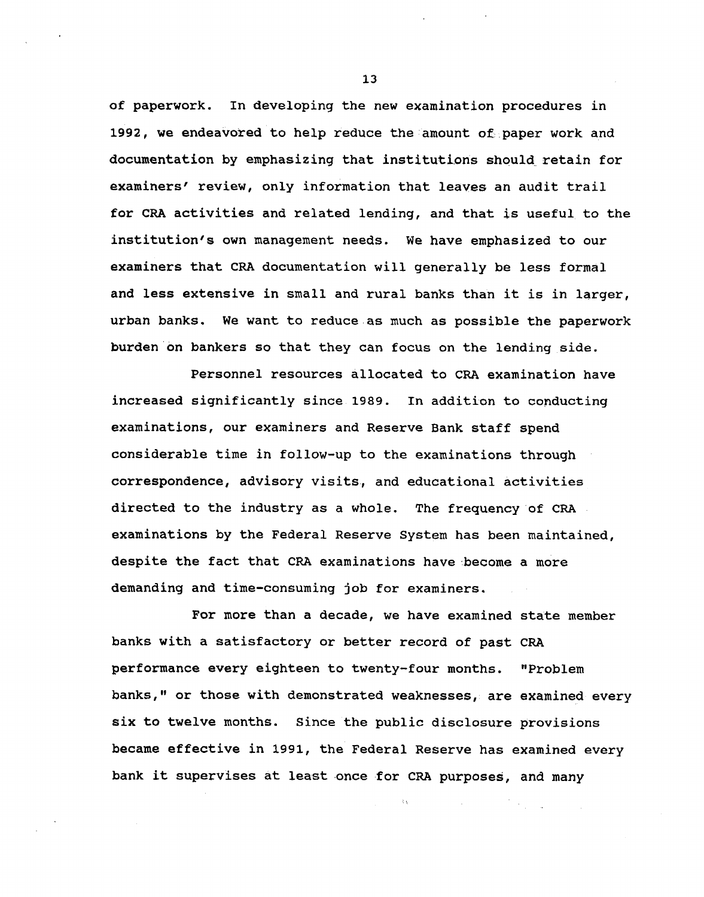of paperwork. In developing the new examination procedures in 1992, we endeavored to help reduce the amount of paper work and documentation by emphasizing that institutions should retain for examiners' review, only information that leaves an audit trail for CRA activities and related lending, and that is useful to the institution's own management needs. We have emphasized to our examiners that CRA documentation will generally be less formal and less extensive in small and rural banks than it is in larger, urban banks. We want to reduce as much as possible the paperwork burden on bankers so that they can focus on the lending side.

Personnel resources allocated to CRA examination have increased significantly since 1989. In addition to conducting examinations, our examiners and Reserve Bank staff spend considerable time in follow-up to the examinations through correspondence, advisory visits, and educational activities directed to the industry as a whole. The frequency of CRA examinations by the Federal Reserve System has been maintained, despite the fact that CRA examinations have become a more demanding and time-consuming job for examiners.

For more than a decade, we have examined state member banks with a satisfactory or better record of past CRA performance every eighteen to twenty-four months. "Problem banks," or those with demonstrated weaknesses, are examined every six to twelve months. Since the public disclosure provisions became effective in 1991, the Federal Reserve has examined every bank it supervises at least once for CRA purposes, and many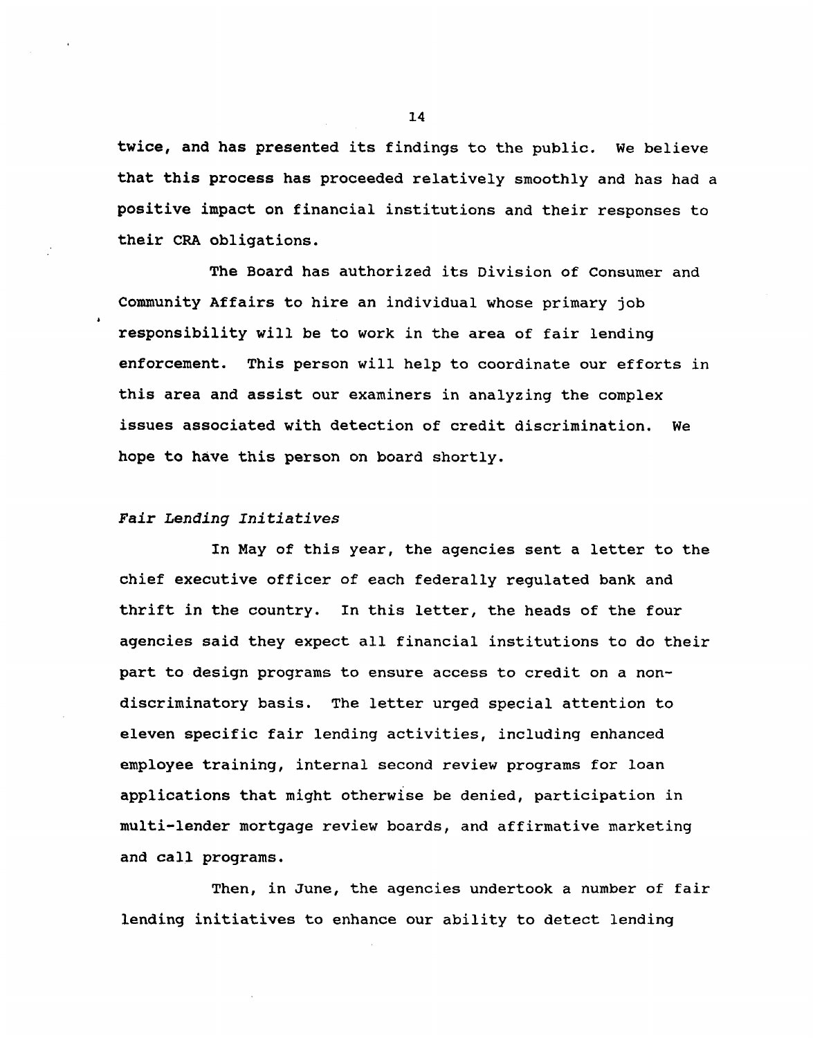twice, and has presented its findings to the public. We believe that this process has proceeded relatively smoothly and has had a positive impact on financial institutions and their responses to their CRA obligations.

The Board has authorized its Division of Consumer and Community Affairs to hire an individual whose primary job responsibility will be to work in the area of fair lending enforcement. This person will help to coordinate our efforts in this area and assist our examiners in analyzing the complex issues associated with detection of credit discrimination. We hope to have this person on board shortly.

*Fair Lending Initiatives*

In May of this year, the agencies sent a letter to the chief executive officer of each federally regulated bank and thrift in the country. In this letter, the heads of the four agencies said they expect all financial institutions to do their part to design programs to ensure access to credit on a non-discriminatory basis. The letter urged special attention to eleven specific fair lending activities, including enhanced employee training, internal second review programs for loan applications that might otherwise be denied, participation in multi-lender mortgage review boards, and affirmative marketing and call programs.

Then, in June, the agencies undertook a number of fair lending initiatives to enhance our ability to detect lending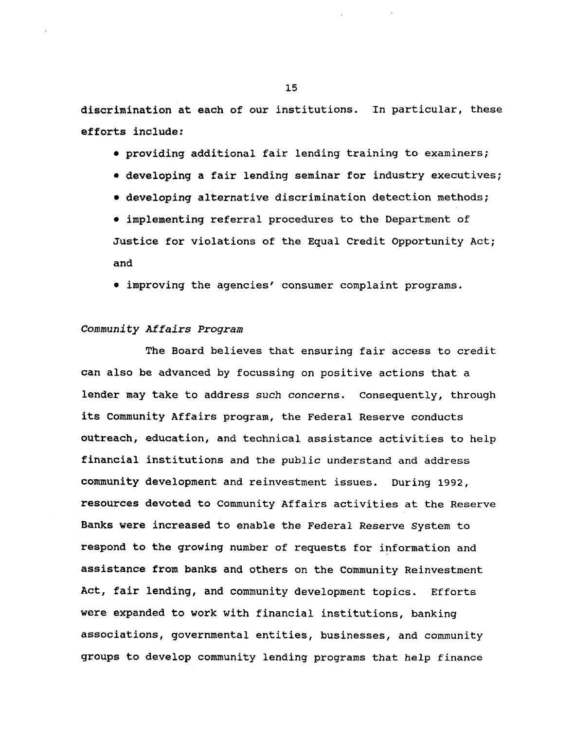discrimination at each of our institutions. In particular, these efforts include:

- providing additional fair lending training to examiners;
- developing a fair lending seminar for industry executives;
- developing alternative discrimination detection methods;
- implementing referral procedures to the Department of Justice for violations of the Equal Credit Opportunity Act; and
- improving the agencies' consumer complaint programs.

*Community Affairs Program*

The Board believes that ensuring fair access to credit can also be advanced by focussing on positive actions that a lender may take to address such concerns. Consequently, through its Community Affairs program, the Federal Reserve conducts outreach, education, and technical assistance activities to help financial institutions and the public understand and address community development and reinvestment issues. During 1992, resources devoted to Community Affairs activities at the Reserve Banks were increased to enable the Federal Reserve System to respond to the growing number of requests for information and assistance from banks and others on the Community Reinvestment Act, fair lending, and community development topics. Efforts were expanded to work with financial institutions, banking associations, governmental entities, businesses, and community groups to develop community lending programs that help finance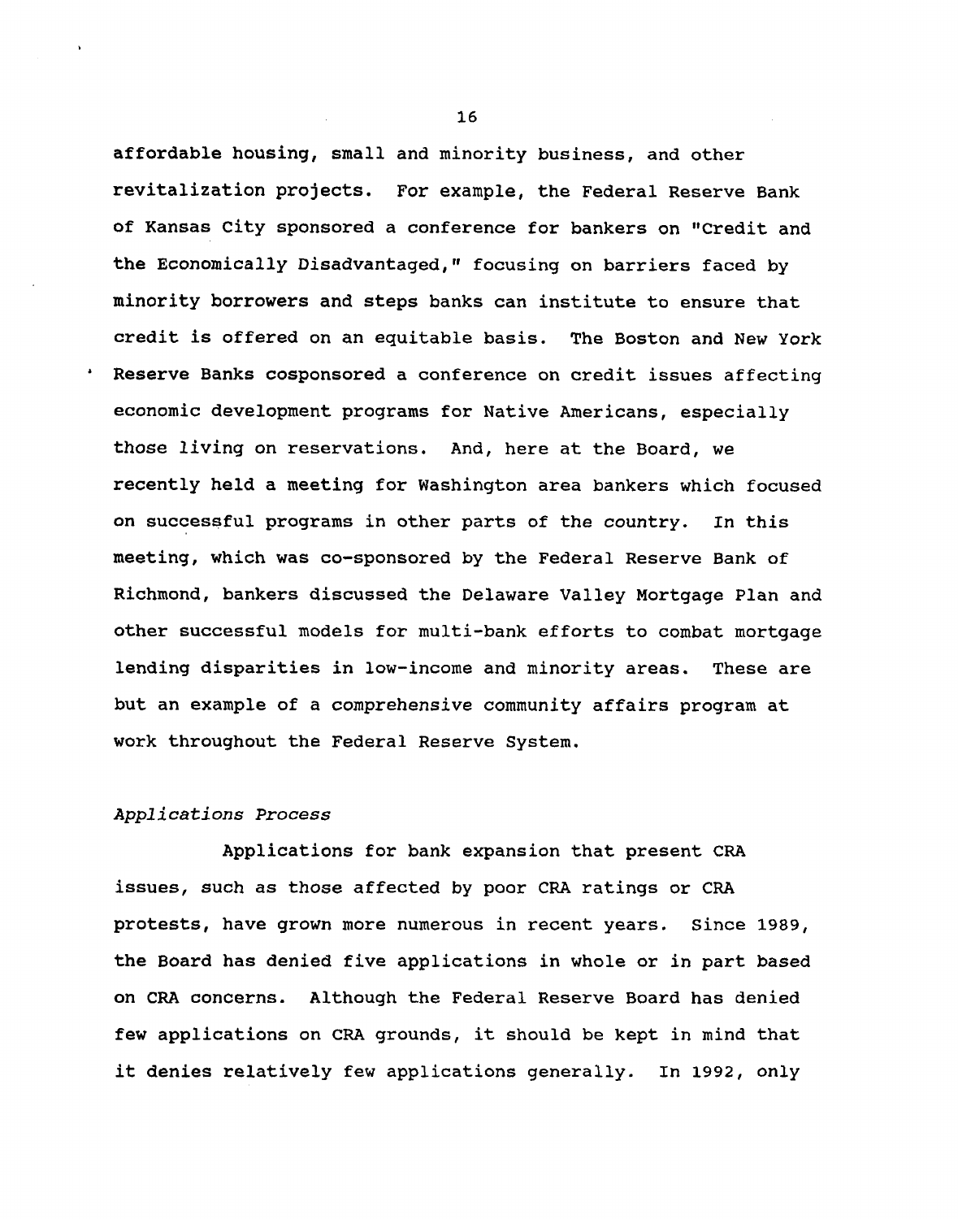affordable housing, small and minority business, and other revitalization projects. For example, the Federal Reserve Bank of Kansas City sponsored a conference for bankers on "Credit and the Economically Disadvantaged," focusing on barriers faced by minority borrowers and steps banks can institute to ensure that credit is offered on an equitable basis. The Boston and New York Reserve Banks cosponsored a conference on credit issues affecting economic development programs for Native Americans, especially those living on reservations. And, here at the Board, we recently held a meeting for Washington area bankers which focused on successful programs in other parts of the country. In this meeting, which was co-sponsored by the Federal Reserve Bank of Richmond, bankers discussed the Delaware Valley Mortgage Plan and other successful models for multi-bank efforts to combat mortgage lending disparities in low-income and minority areas. These are but an example of a comprehensive community affairs program at work throughout the Federal Reserve System.

*Applications Process*

Applications for bank expansion that present CRA issues, such as those affected by poor CRA ratings or CRA protests, have grown more numerous in recent years. Since 1989, the Board has denied five applications in whole or in part based on CRA concerns. Although the Federal Reserve Board has denied few applications on CRA grounds, it should be kept in mind that it denies relatively few applications generally. In 1992, only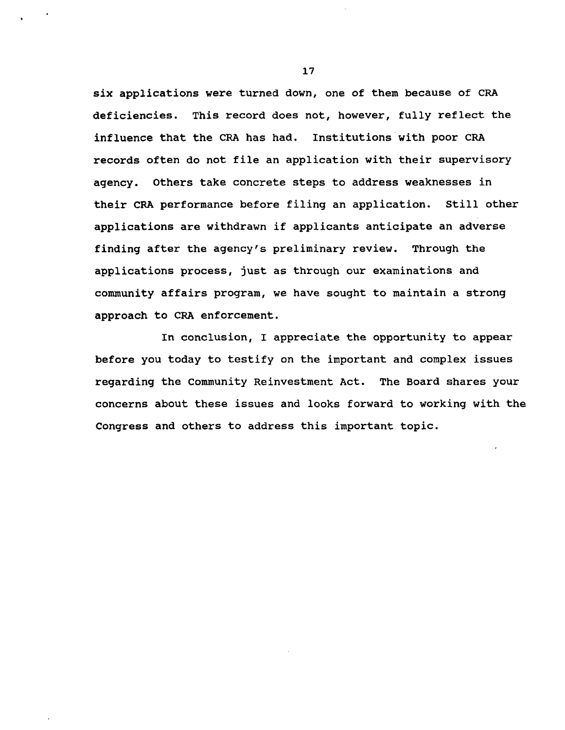six applications were turned down, one of them because of CRA deficiencies. This record does not, however, fully reflect the influence that the CRA has had. Institutions with poor CRA records often do not file an application with their supervisory agency. Others take concrete steps to address weaknesses in their CRA performance before filing an application. Still other applications are withdrawn if applicants anticipate an adverse finding after the agency's preliminary review. Through the applications process, just as through our examinations and community affairs program, we have sought to maintain a strong approach to CRA enforcement.

In conclusion, I appreciate the opportunity to appear before you today to testify on the important and complex issues regarding the Community Reinvestment Act. The Board shares your concerns about these issues and looks forward to working with the Congress and others to address this important topic.